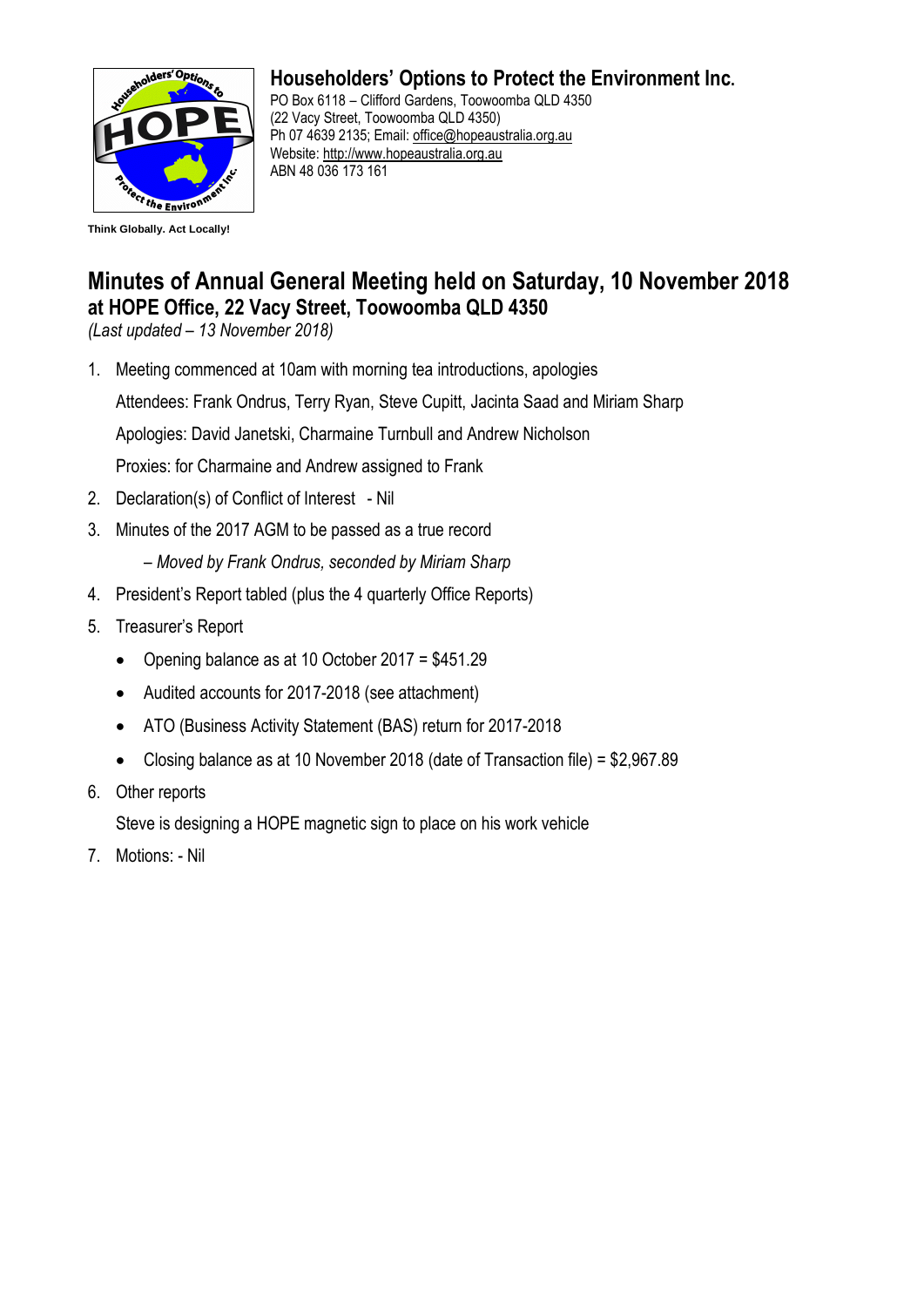**Householders' Options to Protect the Environment Inc.**
PO Box 6118 – Clifford Gardens, Toowoomba QLD 4350
(22 Vacy Street, Toowoomba QLD 4350)
Ph 07 4639 2135; Email: office@hopeaustralia.org.au
Website: http://www.hopeaustralia.org.au
ABN 48 036 173 161

**Think Globally. Act Locally!**

# Minutes of Annual General Meeting held on Saturday, 10 November 2018

## at HOPE Office, 22 Vacy Street, Toowoomba QLD 4350

*(Last updated – 13 November 2018)*

1. Meeting commenced at 10am with morning tea introductions, apologies

   Attendees: Frank Ondrus, Terry Ryan, Steve Cupitt, Jacinta Saad and Miriam Sharp

   Apologies: David Janetski, Charmaine Turnbull and Andrew Nicholson

   Proxies: for Charmaine and Andrew assigned to Frank

2. Declaration(s) of Conflict of Interest - Nil

3. Minutes of the 2017 AGM to be passed as a true record

   *– Moved by Frank Ondrus, seconded by Miriam Sharp*

4. President's Report tabled (plus the 4 quarterly Office Reports)

5. Treasurer's Report

   - Opening balance as at 10 October 2017 = $451.29
   - Audited accounts for 2017-2018 (see attachment)
   - ATO (Business Activity Statement (BAS) return for 2017-2018
   - Closing balance as at 10 November 2018 (date of Transaction file) = $2,967.89

6. Other reports

   Steve is designing a HOPE magnetic sign to place on his work vehicle

7. Motions: - Nil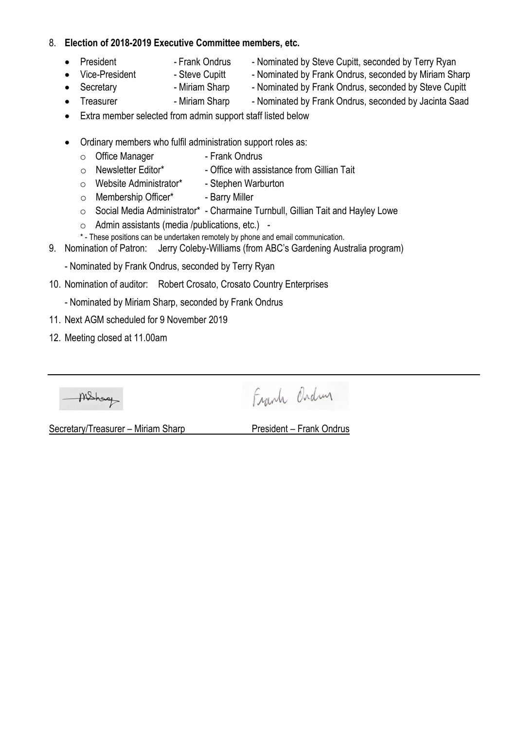8. **Election of 2018-2019 Executive Committee members, etc.**
   - President - Frank Ondrus - Nominated by Steve Cupitt, seconded by Terry Ryan
   - Vice-President - Steve Cupitt - Nominated by Frank Ondrus, seconded by Miriam Sharp
   - Secretary - Miriam Sharp - Nominated by Frank Ondrus, seconded by Steve Cupitt
   - Treasurer - Miriam Sharp - Nominated by Frank Ondrus, seconded by Jacinta Saad
   - Extra member selected from admin support staff listed below
   - Ordinary members who fulfil administration support roles as:
     - Office Manager - Frank Ondrus
     - Newsletter Editor* - Office with assistance from Gillian Tait
     - Website Administrator* - Stephen Warburton
     - Membership Officer* - Barry Miller
     - Social Media Administrator* - Charmaine Turnbull, Gillian Tait and Hayley Lowe
     - Admin assistants (media /publications, etc.) -

   \* - These positions can be undertaken remotely by phone and email communication.
9. Nomination of Patron: Jerry Coleby-Williams (from ABC's Gardening Australia program)

   - Nominated by Frank Ondrus, seconded by Terry Ryan
10. Nomination of auditor: Robert Crosato, Crosato Country Enterprises

    - Nominated by Miriam Sharp, seconded by Frank Ondrus
11. Next AGM scheduled for 9 November 2019
12. Meeting closed at 11.00am

---

Secretary/Treasurer – Miriam Sharp

President – Frank Ondrus